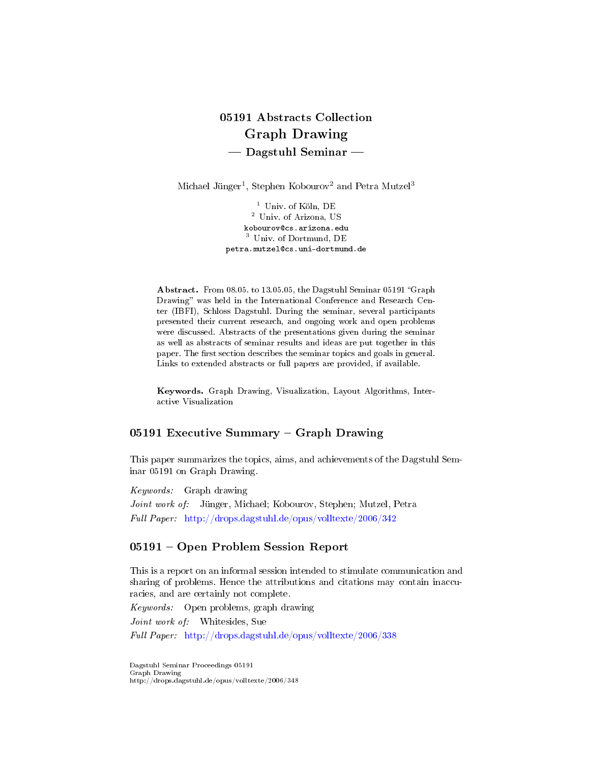# 05191 Abstracts Collection
# Graph Drawing
## — Dagstuhl Seminar —

Michael Jünger[1], Stephen Kobourov[2] and Petra Mutzel[3]

[1] Univ. of Köln, DE
[2] Univ. of Arizona, US
kobourov@cs.arizona.edu
[3] Univ. of Dortmund, DE
petra.mutzel@cs.uni-dortmund.de

**Abstract.** From 08.05. to 13.05.05, the Dagstuhl Seminar 05191 "Graph Drawing" was held in the International Conference and Research Center (IBFI), Schloss Dagstuhl. During the seminar, several participants presented their current research, and ongoing work and open problems were discussed. Abstracts of the presentations given during the seminar as well as abstracts of seminar results and ideas are put together in this paper. The first section describes the seminar topics and goals in general. Links to extended abstracts or full papers are provided, if available.

**Keywords.** Graph Drawing, Visualization, Layout Algorithms, Interactive Visualization

## 05191 Executive Summary – Graph Drawing

This paper summarizes the topics, aims, and achievements of the Dagstuhl Seminar 05191 on Graph Drawing.

*Keywords:* Graph drawing

*Joint work of:* Jünger, Michael; Kobourov, Stephen; Mutzel, Petra

*Full Paper:* http://drops.dagstuhl.de/opus/volltexte/2006/342

## 05191 – Open Problem Session Report

This is a report on an informal session intended to stimulate communication and sharing of problems. Hence the attributions and citations may contain inaccuracies, and are certainly not complete.

*Keywords:* Open problems, graph drawing

*Joint work of:* Whitesides, Sue

*Full Paper:* http://drops.dagstuhl.de/opus/volltexte/2006/338

Dagstuhl Seminar Proceedings 05191
Graph Drawing
http://drops.dagstuhl.de/opus/volltexte/2006/348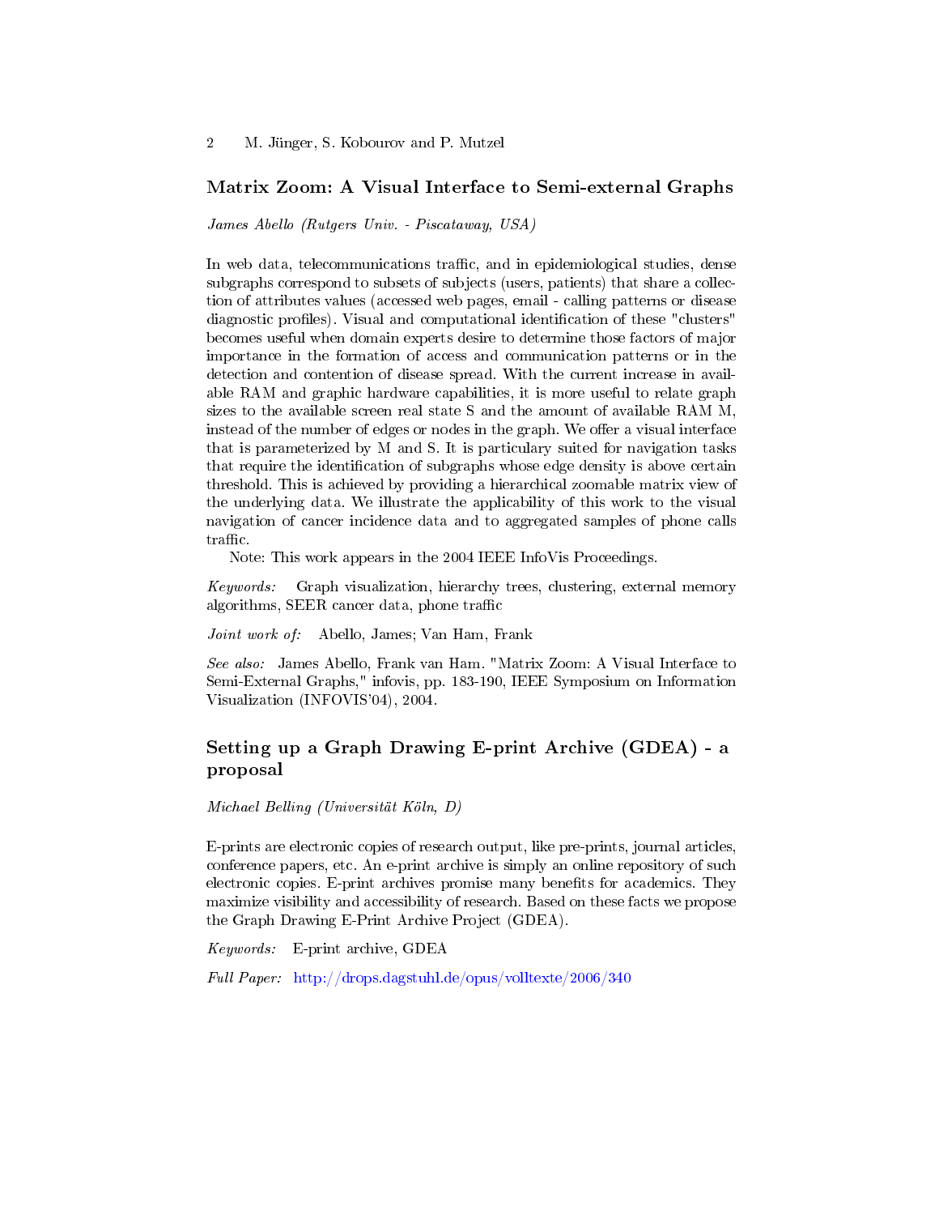## Matrix Zoom: A Visual Interface to Semi-external Graphs

*James Abello (Rutgers Univ. - Piscataway, USA)*

In web data, telecommunications traffic, and in epidemiological studies, dense subgraphs correspond to subsets of subjects (users, patients) that share a collection of attributes values (accessed web pages, email - calling patterns or disease diagnostic profiles). Visual and computational identification of these "clusters" becomes useful when domain experts desire to determine those factors of major importance in the formation of access and communication patterns or in the detection and contention of disease spread. With the current increase in available RAM and graphic hardware capabilities, it is more useful to relate graph sizes to the available screen real state S and the amount of available RAM M, instead of the number of edges or nodes in the graph. We offer a visual interface that is parameterized by M and S. It is particulary suited for navigation tasks that require the identification of subgraphs whose edge density is above certain threshold. This is achieved by providing a hierarchical zoomable matrix view of the underlying data. We illustrate the applicability of this work to the visual navigation of cancer incidence data and to aggregated samples of phone calls traffic.

Note: This work appears in the 2004 IEEE InfoVis Proceedings.

*Keywords:* Graph visualization, hierarchy trees, clustering, external memory algorithms, SEER cancer data, phone traffic

*Joint work of:* Abello, James; Van Ham, Frank

*See also:* James Abello, Frank van Ham. "Matrix Zoom: A Visual Interface to Semi-External Graphs," infovis, pp. 183-190, IEEE Symposium on Information Visualization (INFOVIS'04), 2004.

## Setting up a Graph Drawing E-print Archive (GDEA) - a proposal

*Michael Belling (Universität Köln, D)*

E-prints are electronic copies of research output, like pre-prints, journal articles, conference papers, etc. An e-print archive is simply an online repository of such electronic copies. E-print archives promise many benefits for academics. They maximize visibility and accessibility of research. Based on these facts we propose the Graph Drawing E-Print Archive Project (GDEA).

*Keywords:* E-print archive, GDEA

*Full Paper:* http://drops.dagstuhl.de/opus/volltexte/2006/340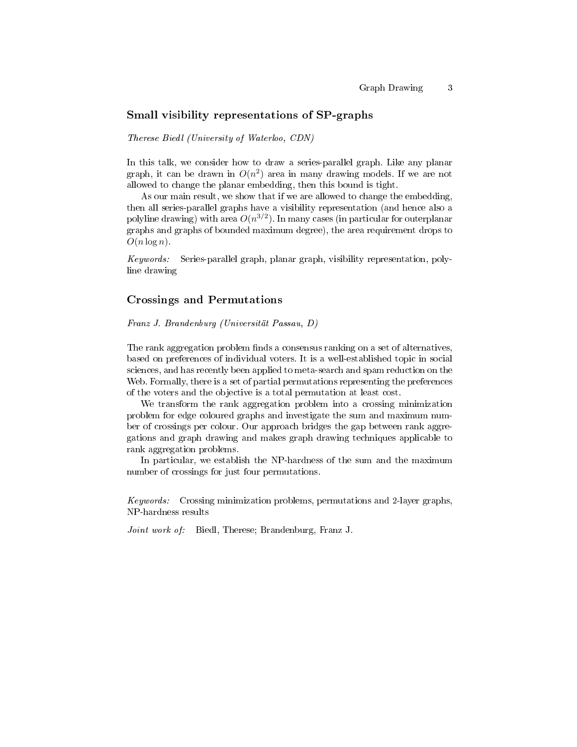## Small visibility representations of SP-graphs

*Therese Biedl (University of Waterloo, CDN)*

In this talk, we consider how to draw a series-parallel graph. Like any planar graph, it can be drawn in $O(n^2)$ area in many drawing models. If we are not allowed to change the planar embedding, then this bound is tight.

As our main result, we show that if we are allowed to change the embedding, then all series-parallel graphs have a visibility representation (and hence also a polyline drawing) with area $O(n^{3/2})$. In many cases (in particular for outerplanar graphs and graphs of bounded maximum degree), the area requirement drops to $O(n \log n)$.

*Keywords:* Series-parallel graph, planar graph, visibility representation, polyline drawing

## Crossings and Permutations

*Franz J. Brandenburg (Universität Passau, D)*

The rank aggregation problem finds a consensus ranking on a set of alternatives, based on preferences of individual voters. It is a well-established topic in social sciences, and has recently been applied to meta-search and spam reduction on the Web. Formally, there is a set of partial permutations representing the preferences of the voters and the objective is a total permutation at least cost.

We transform the rank aggregation problem into a crossing minimization problem for edge coloured graphs and investigate the sum and maximum number of crossings per colour. Our approach bridges the gap between rank aggregations and graph drawing and makes graph drawing techniques applicable to rank aggregation problems.

In particular, we establish the NP-hardness of the sum and the maximum number of crossings for just four permutations.

*Keywords:* Crossing minimization problems, permutations and 2-layer graphs, NP-hardness results

*Joint work of:* Biedl, Therese; Brandenburg, Franz J.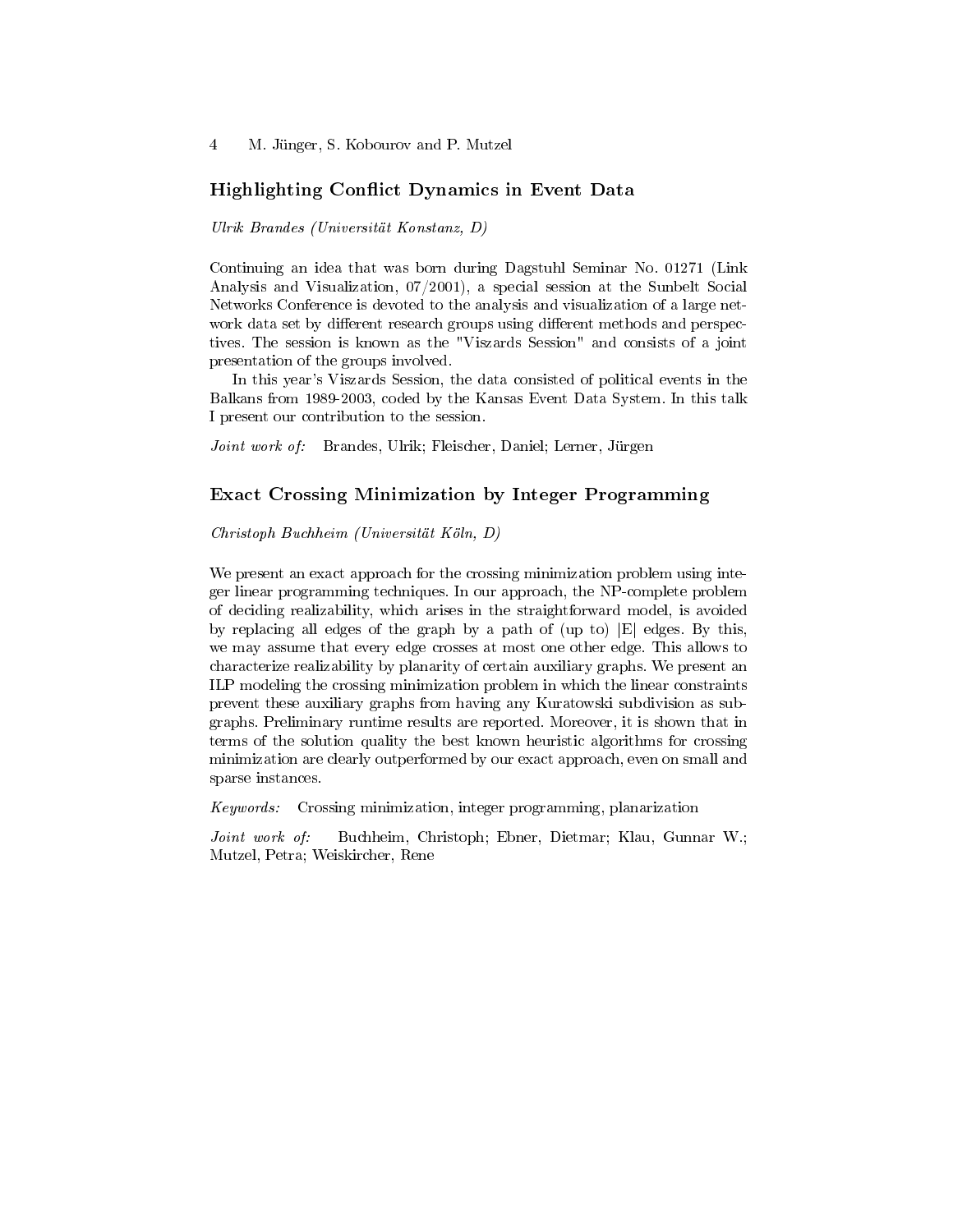## Highlighting Conflict Dynamics in Event Data

*Ulrik Brandes (Universität Konstanz, D)*

Continuing an idea that was born during Dagstuhl Seminar No. 01271 (Link Analysis and Visualization, 07/2001), a special session at the Sunbelt Social Networks Conference is devoted to the analysis and visualization of a large network data set by different research groups using different methods and perspectives. The session is known as the "Viszards Session" and consists of a joint presentation of the groups involved.

In this year's Viszards Session, the data consisted of political events in the Balkans from 1989-2003, coded by the Kansas Event Data System. In this talk I present our contribution to the session.

*Joint work of:* Brandes, Ulrik; Fleischer, Daniel; Lerner, Jürgen

## Exact Crossing Minimization by Integer Programming

*Christoph Buchheim (Universität Köln, D)*

We present an exact approach for the crossing minimization problem using integer linear programming techniques. In our approach, the NP-complete problem of deciding realizability, which arises in the straightforward model, is avoided by replacing all edges of the graph by a path of (up to) $|E|$ edges. By this, we may assume that every edge crosses at most one other edge. This allows to characterize realizability by planarity of certain auxiliary graphs. We present an ILP modeling the crossing minimization problem in which the linear constraints prevent these auxiliary graphs from having any Kuratowski subdivision as subgraphs. Preliminary runtime results are reported. Moreover, it is shown that in terms of the solution quality the best known heuristic algorithms for crossing minimization are clearly outperformed by our exact approach, even on small and sparse instances.

*Keywords:* Crossing minimization, integer programming, planarization

*Joint work of:* Buchheim, Christoph; Ebner, Dietmar; Klau, Gunnar W.; Mutzel, Petra; Weiskircher, Rene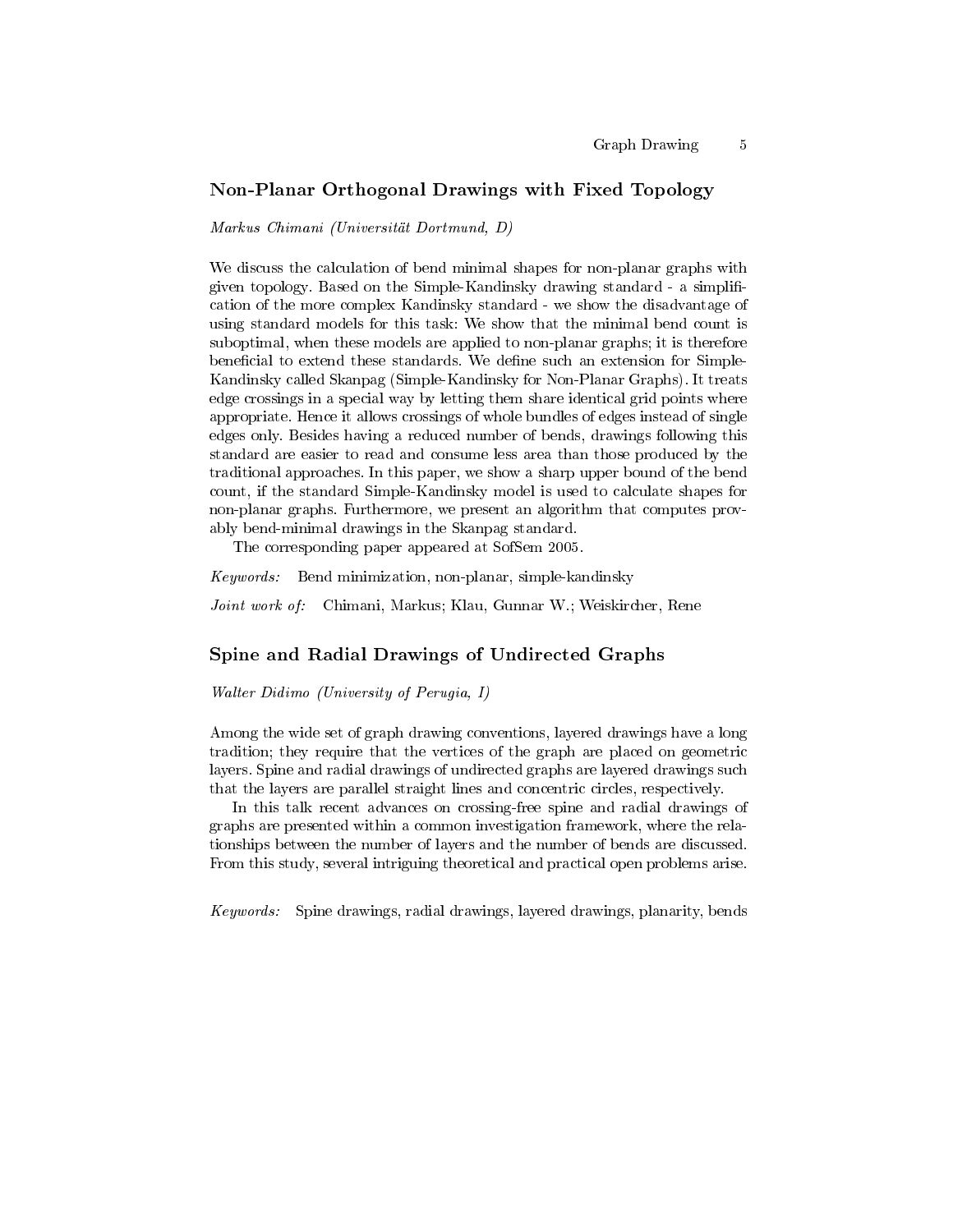## Non-Planar Orthogonal Drawings with Fixed Topology

*Markus Chimani (Universität Dortmund, D)*

We discuss the calculation of bend minimal shapes for non-planar graphs with given topology. Based on the Simple-Kandinsky drawing standard - a simplification of the more complex Kandinsky standard - we show the disadvantage of using standard models for this task: We show that the minimal bend count is suboptimal, when these models are applied to non-planar graphs; it is therefore beneficial to extend these standards. We define such an extension for Simple-Kandinsky called Skanpag (Simple-Kandinsky for Non-Planar Graphs). It treats edge crossings in a special way by letting them share identical grid points where appropriate. Hence it allows crossings of whole bundles of edges instead of single edges only. Besides having a reduced number of bends, drawings following this standard are easier to read and consume less area than those produced by the traditional approaches. In this paper, we show a sharp upper bound of the bend count, if the standard Simple-Kandinsky model is used to calculate shapes for non-planar graphs. Furthermore, we present an algorithm that computes provably bend-minimal drawings in the Skanpag standard.

The corresponding paper appeared at SofSem 2005.

*Keywords:* Bend minimization, non-planar, simple-kandinsky

*Joint work of:* Chimani, Markus; Klau, Gunnar W.; Weiskircher, Rene

## Spine and Radial Drawings of Undirected Graphs

*Walter Didimo (University of Perugia, I)*

Among the wide set of graph drawing conventions, layered drawings have a long tradition; they require that the vertices of the graph are placed on geometric layers. Spine and radial drawings of undirected graphs are layered drawings such that the layers are parallel straight lines and concentric circles, respectively.

In this talk recent advances on crossing-free spine and radial drawings of graphs are presented within a common investigation framework, where the relationships between the number of layers and the number of bends are discussed. From this study, several intriguing theoretical and practical open problems arise.

*Keywords:* Spine drawings, radial drawings, layered drawings, planarity, bends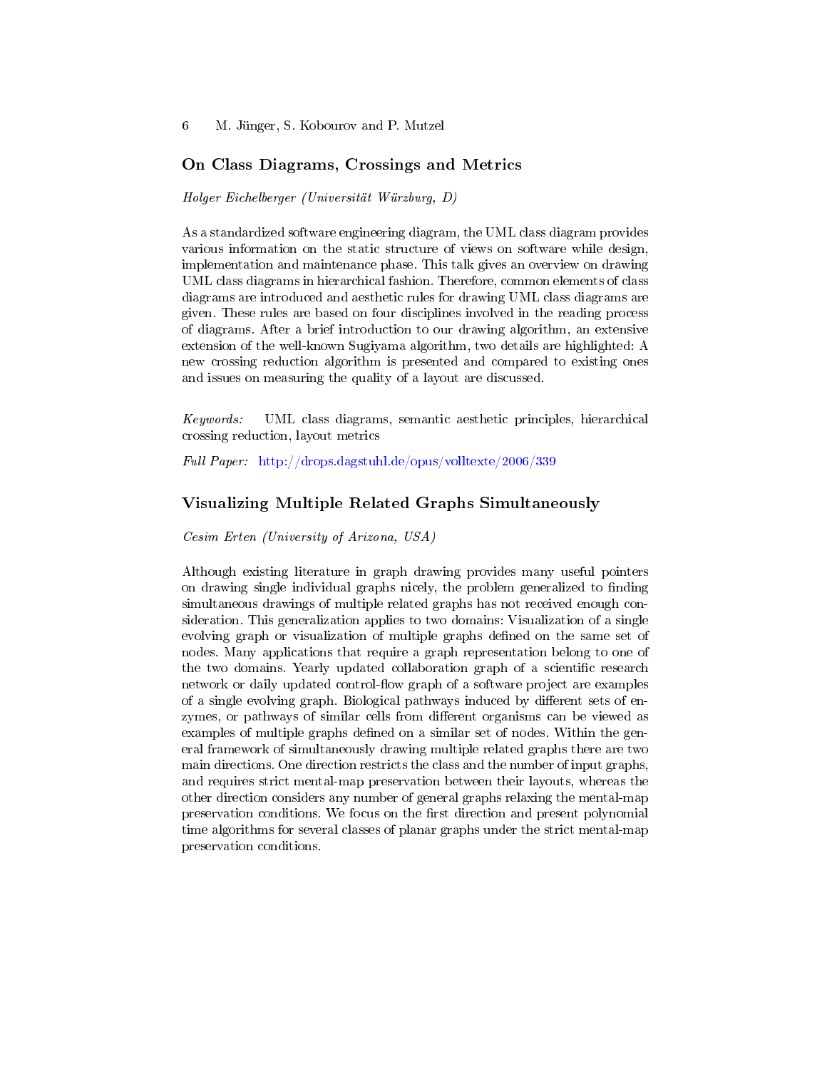## On Class Diagrams, Crossings and Metrics

*Holger Eichelberger (Universität Würzburg, D)*

As a standardized software engineering diagram, the UML class diagram provides various information on the static structure of views on software while design, implementation and maintenance phase. This talk gives an overview on drawing UML class diagrams in hierarchical fashion. Therefore, common elements of class diagrams are introduced and aesthetic rules for drawing UML class diagrams are given. These rules are based on four disciplines involved in the reading process of diagrams. After a brief introduction to our drawing algorithm, an extensive extension of the well-known Sugiyama algorithm, two details are highlighted: A new crossing reduction algorithm is presented and compared to existing ones and issues on measuring the quality of a layout are discussed.

*Keywords:* UML class diagrams, semantic aesthetic principles, hierarchical crossing reduction, layout metrics

*Full Paper:* http://drops.dagstuhl.de/opus/volltexte/2006/339

## Visualizing Multiple Related Graphs Simultaneously

*Cesim Erten (University of Arizona, USA)*

Although existing literature in graph drawing provides many useful pointers on drawing single individual graphs nicely, the problem generalized to finding simultaneous drawings of multiple related graphs has not received enough consideration. This generalization applies to two domains: Visualization of a single evolving graph or visualization of multiple graphs defined on the same set of nodes. Many applications that require a graph representation belong to one of the two domains. Yearly updated collaboration graph of a scientific research network or daily updated control-flow graph of a software project are examples of a single evolving graph. Biological pathways induced by different sets of enzymes, or pathways of similar cells from different organisms can be viewed as examples of multiple graphs defined on a similar set of nodes. Within the general framework of simultaneously drawing multiple related graphs there are two main directions. One direction restricts the class and the number of input graphs, and requires strict mental-map preservation between their layouts, whereas the other direction considers any number of general graphs relaxing the mental-map preservation conditions. We focus on the first direction and present polynomial time algorithms for several classes of planar graphs under the strict mental-map preservation conditions.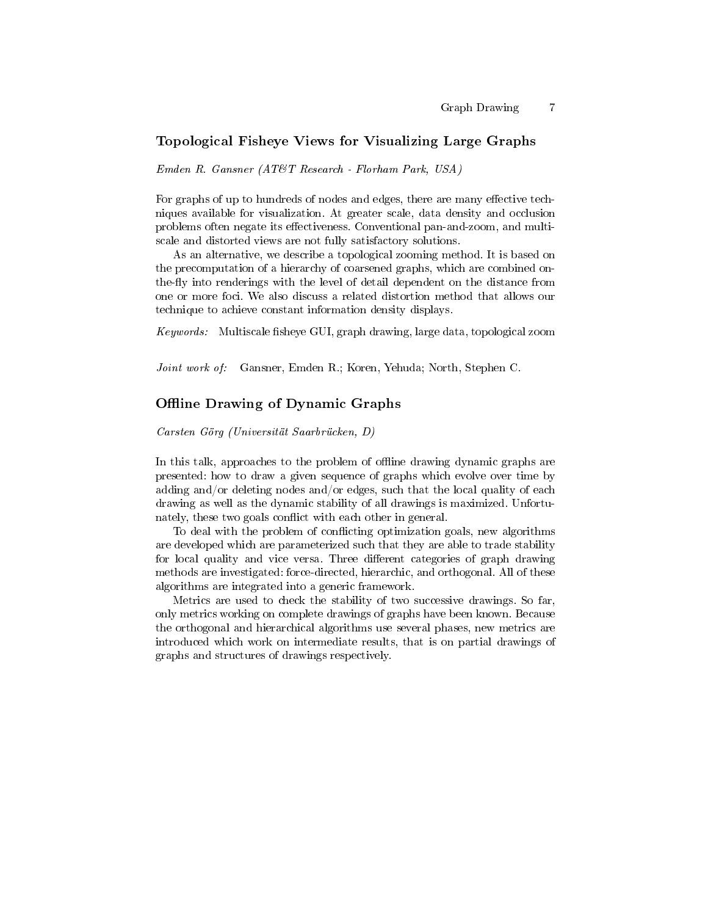## Topological Fisheye Views for Visualizing Large Graphs

*Emden R. Gansner (AT&T Research - Florham Park, USA)*

For graphs of up to hundreds of nodes and edges, there are many effective techniques available for visualization. At greater scale, data density and occlusion problems often negate its effectiveness. Conventional pan-and-zoom, and multiscale and distorted views are not fully satisfactory solutions.

As an alternative, we describe a topological zooming method. It is based on the precomputation of a hierarchy of coarsened graphs, which are combined on-the-fly into renderings with the level of detail dependent on the distance from one or more foci. We also discuss a related distortion method that allows our technique to achieve constant information density displays.

*Keywords:* Multiscale fisheye GUI, graph drawing, large data, topological zoom

*Joint work of:* Gansner, Emden R.; Koren, Yehuda; North, Stephen C.

## Offline Drawing of Dynamic Graphs

*Carsten Görg (Universität Saarbrücken, D)*

In this talk, approaches to the problem of offline drawing dynamic graphs are presented: how to draw a given sequence of graphs which evolve over time by adding and/or deleting nodes and/or edges, such that the local quality of each drawing as well as the dynamic stability of all drawings is maximized. Unfortunately, these two goals conflict with each other in general.

To deal with the problem of conflicting optimization goals, new algorithms are developed which are parameterized such that they are able to trade stability for local quality and vice versa. Three different categories of graph drawing methods are investigated: force-directed, hierarchic, and orthogonal. All of these algorithms are integrated into a generic framework.

Metrics are used to check the stability of two successive drawings. So far, only metrics working on complete drawings of graphs have been known. Because the orthogonal and hierarchical algorithms use several phases, new metrics are introduced which work on intermediate results, that is on partial drawings of graphs and structures of drawings respectively.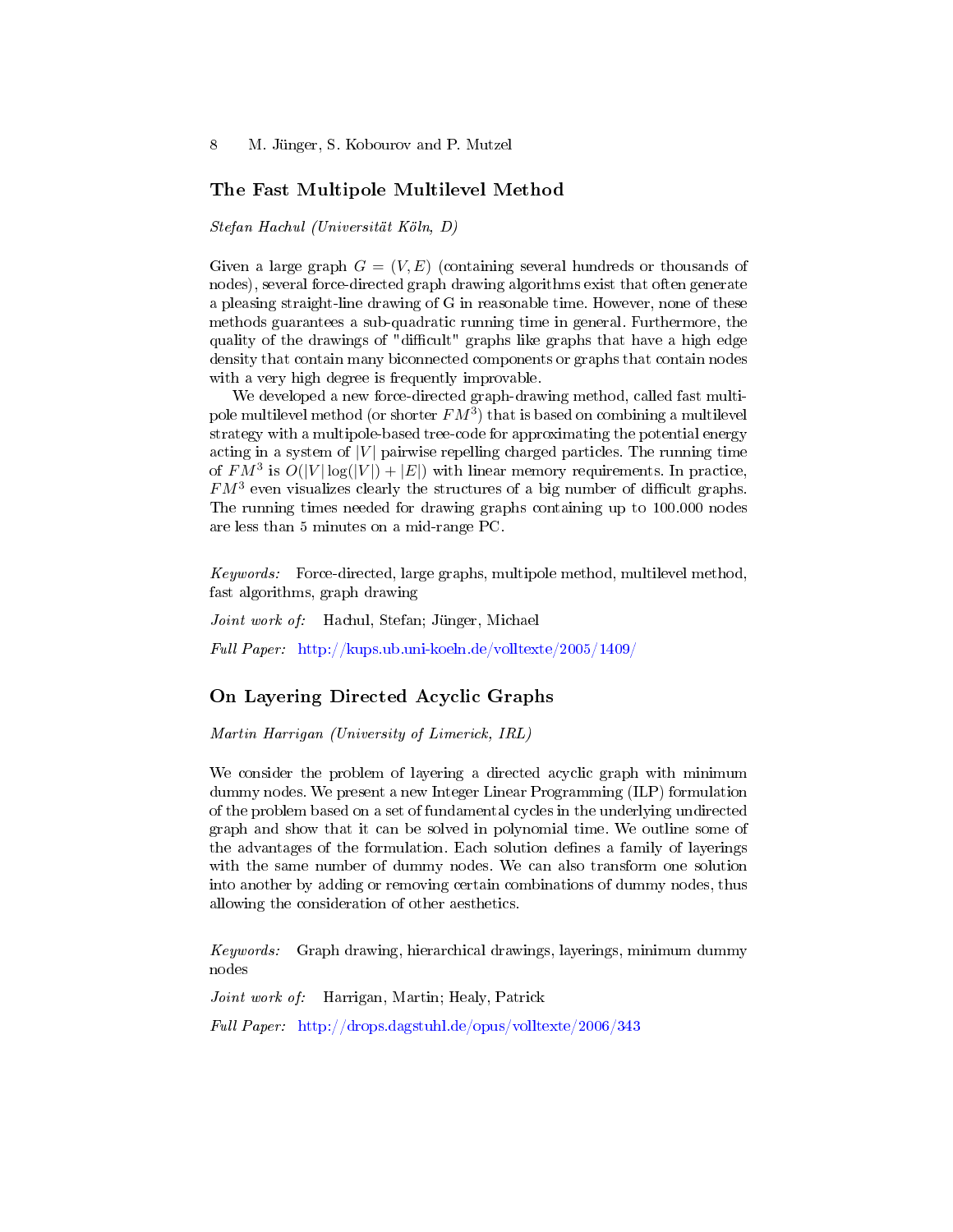## The Fast Multipole Multilevel Method

*Stefan Hachul (Universität Köln, D)*

Given a large graph $G = (V, E)$ (containing several hundreds or thousands of nodes), several force-directed graph drawing algorithms exist that often generate a pleasing straight-line drawing of G in reasonable time. However, none of these methods guarantees a sub-quadratic running time in general. Furthermore, the quality of the drawings of "difficult" graphs like graphs that have a high edge density that contain many biconnected components or graphs that contain nodes with a very high degree is frequently improvable.

We developed a new force-directed graph-drawing method, called fast multipole multilevel method (or shorter $FM^3$) that is based on combining a multilevel strategy with a multipole-based tree-code for approximating the potential energy acting in a system of $|V|$ pairwise repelling charged particles. The running time of $FM^3$ is $O(|V| \log(|V|) + |E|)$ with linear memory requirements. In practice, $FM^3$ even visualizes clearly the structures of a big number of difficult graphs. The running times needed for drawing graphs containing up to 100.000 nodes are less than 5 minutes on a mid-range PC.

*Keywords:* Force-directed, large graphs, multipole method, multilevel method, fast algorithms, graph drawing

*Joint work of:* Hachul, Stefan; Jünger, Michael

*Full Paper:* http://kups.ub.uni-koeln.de/volltexte/2005/1409/

## On Layering Directed Acyclic Graphs

*Martin Harrigan (University of Limerick, IRL)*

We consider the problem of layering a directed acyclic graph with minimum dummy nodes. We present a new Integer Linear Programming (ILP) formulation of the problem based on a set of fundamental cycles in the underlying undirected graph and show that it can be solved in polynomial time. We outline some of the advantages of the formulation. Each solution defines a family of layerings with the same number of dummy nodes. We can also transform one solution into another by adding or removing certain combinations of dummy nodes, thus allowing the consideration of other aesthetics.

*Keywords:* Graph drawing, hierarchical drawings, layerings, minimum dummy nodes

*Joint work of:* Harrigan, Martin; Healy, Patrick

*Full Paper:* http://drops.dagstuhl.de/opus/volltexte/2006/343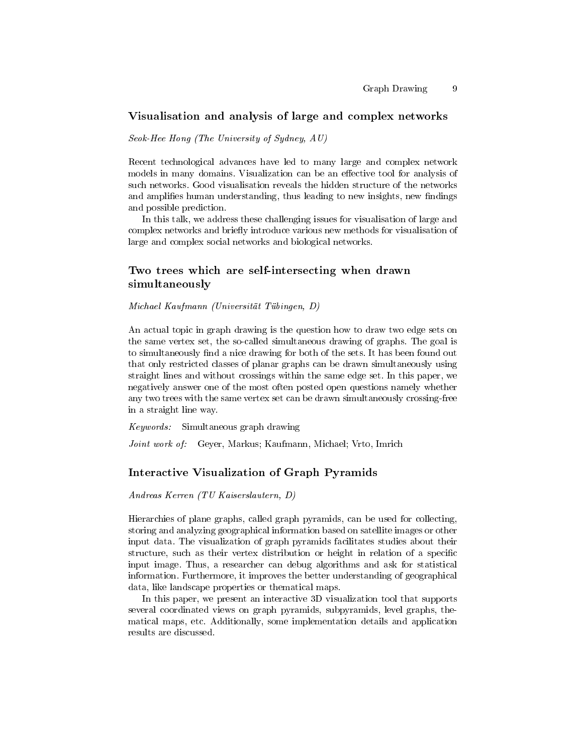## Visualisation and analysis of large and complex networks

*Seok-Hee Hong (The University of Sydney, AU)*

Recent technological advances have led to many large and complex network models in many domains. Visualization can be an effective tool for analysis of such networks. Good visualisation reveals the hidden structure of the networks and amplifies human understanding, thus leading to new insights, new findings and possible prediction.

In this talk, we address these challenging issues for visualisation of large and complex networks and briefly introduce various new methods for visualisation of large and complex social networks and biological networks.

## Two trees which are self-intersecting when drawn simultaneously

*Michael Kaufmann (Universität Tübingen, D)*

An actual topic in graph drawing is the question how to draw two edge sets on the same vertex set, the so-called simultaneous drawing of graphs. The goal is to simultaneously find a nice drawing for both of the sets. It has been found out that only restricted classes of planar graphs can be drawn simultaneously using straight lines and without crossings within the same edge set. In this paper, we negatively answer one of the most often posted open questions namely whether any two trees with the same vertex set can be drawn simultaneously crossing-free in a straight line way.

*Keywords:* Simultaneous graph drawing

*Joint work of:* Geyer, Markus; Kaufmann, Michael; Vrto, Imrich

## Interactive Visualization of Graph Pyramids

*Andreas Kerren (TU Kaiserslautern, D)*

Hierarchies of plane graphs, called graph pyramids, can be used for collecting, storing and analyzing geographical information based on satellite images or other input data. The visualization of graph pyramids facilitates studies about their structure, such as their vertex distribution or height in relation of a specific input image. Thus, a researcher can debug algorithms and ask for statistical information. Furthermore, it improves the better understanding of geographical data, like landscape properties or thematical maps.

In this paper, we present an interactive 3D visualization tool that supports several coordinated views on graph pyramids, subpyramids, level graphs, thematical maps, etc. Additionally, some implementation details and application results are discussed.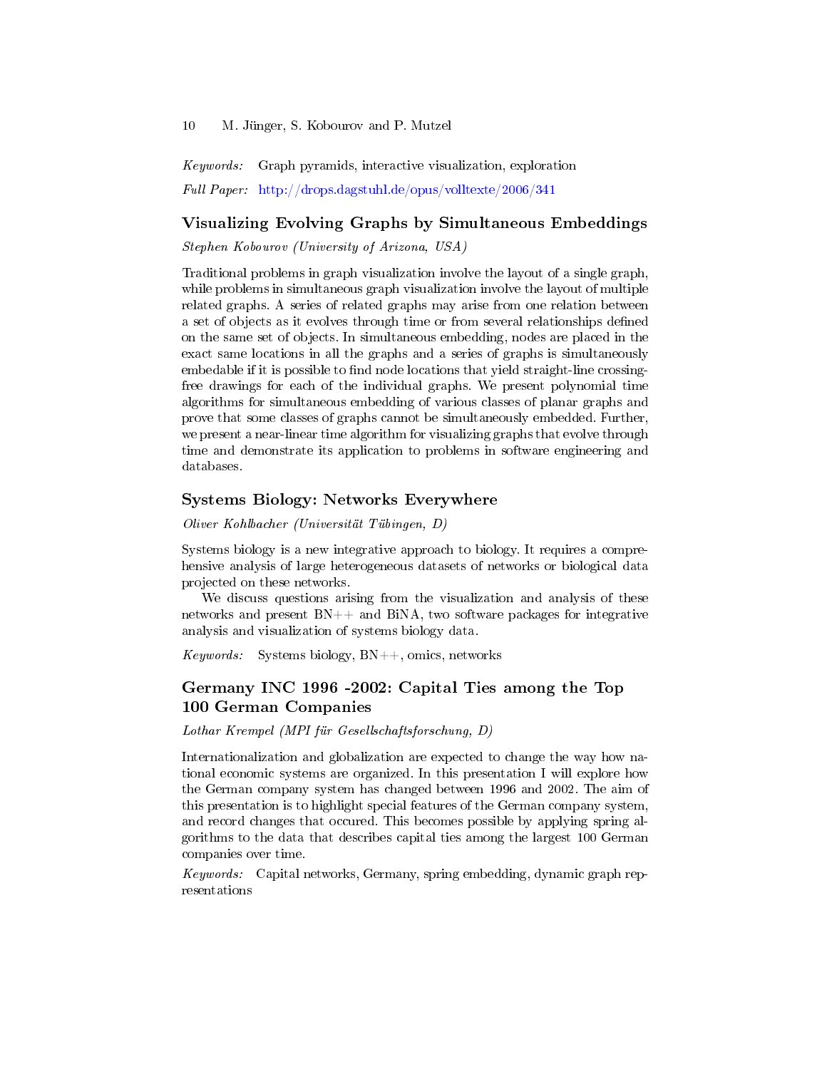*Keywords:* Graph pyramids, interactive visualization, exploration

*Full Paper:* http://drops.dagstuhl.de/opus/volltexte/2006/341

## Visualizing Evolving Graphs by Simultaneous Embeddings

*Stephen Kobourov (University of Arizona, USA)*

Traditional problems in graph visualization involve the layout of a single graph, while problems in simultaneous graph visualization involve the layout of multiple related graphs. A series of related graphs may arise from one relation between a set of objects as it evolves through time or from several relationships defined on the same set of objects. In simultaneous embedding, nodes are placed in the exact same locations in all the graphs and a series of graphs is simultaneously embedable if it is possible to find node locations that yield straight-line crossing-free drawings for each of the individual graphs. We present polynomial time algorithms for simultaneous embedding of various classes of planar graphs and prove that some classes of graphs cannot be simultaneously embedded. Further, we present a near-linear time algorithm for visualizing graphs that evolve through time and demonstrate its application to problems in software engineering and databases.

## Systems Biology: Networks Everywhere

*Oliver Kohlbacher (Universität Tübingen, D)*

Systems biology is a new integrative approach to biology. It requires a comprehensive analysis of large heterogeneous datasets of networks or biological data projected on these networks.

We discuss questions arising from the visualization and analysis of these networks and present BN++ and BiNA, two software packages for integrative analysis and visualization of systems biology data.

*Keywords:* Systems biology, BN++, omics, networks

## Germany INC 1996 -2002: Capital Ties among the Top 100 German Companies

*Lothar Krempel (MPI für Gesellschaftsforschung, D)*

Internationalization and globalization are expected to change the way how national economic systems are organized. In this presentation I will explore how the German company system has changed between 1996 and 2002. The aim of this presentation is to highlight special features of the German company system, and record changes that occured. This becomes possible by applying spring algorithms to the data that describes capital ties among the largest 100 German companies over time.

*Keywords:* Capital networks, Germany, spring embedding, dynamic graph representations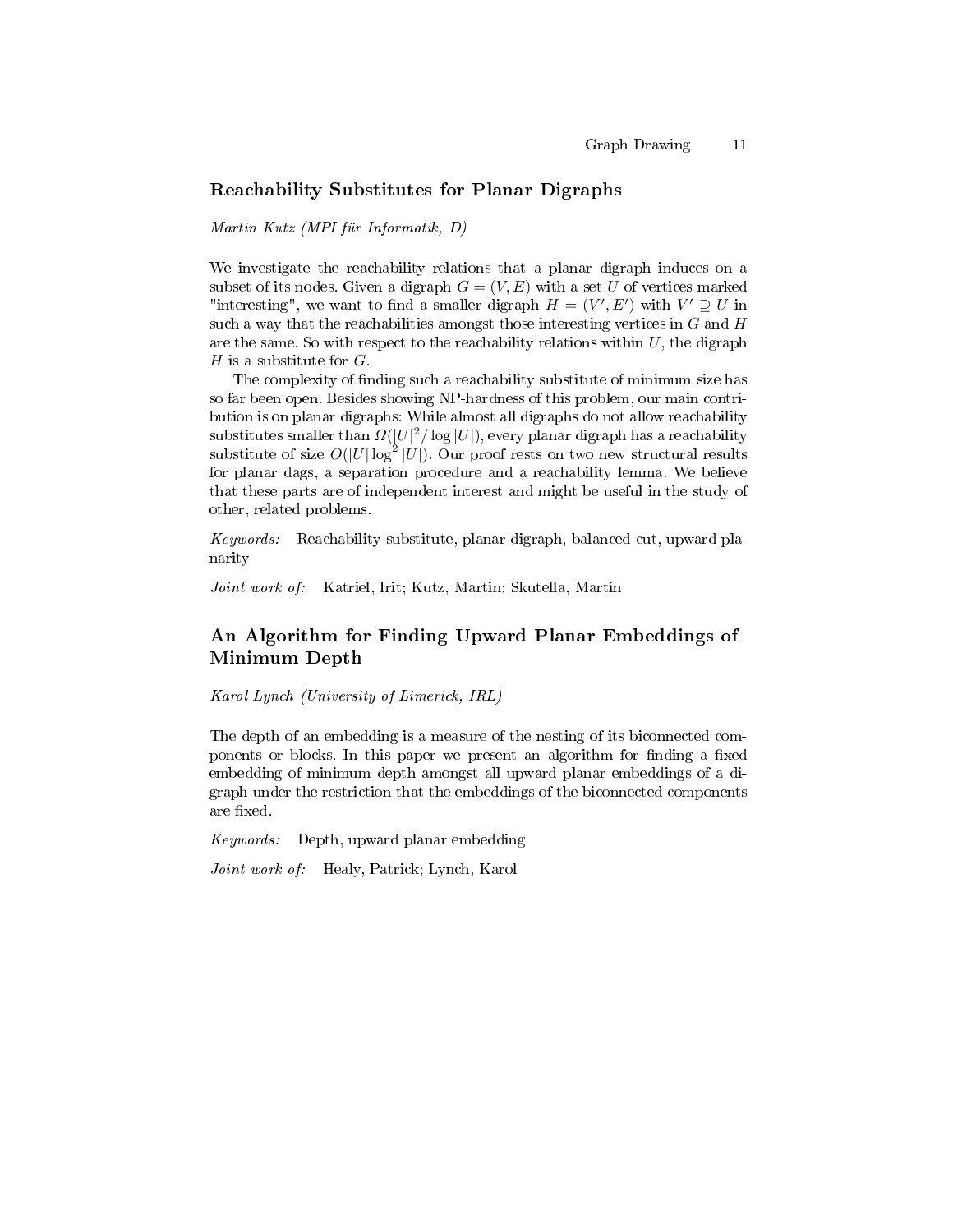## Reachability Substitutes for Planar Digraphs

*Martin Kutz (MPI für Informatik, D)*

We investigate the reachability relations that a planar digraph induces on a subset of its nodes. Given a digraph $G = (V, E)$ with a set $U$ of vertices marked "interesting", we want to find a smaller digraph $H = (V', E')$ with $V' \supseteq U$ in such a way that the reachabilities amongst those interesting vertices in $G$ and $H$ are the same. So with respect to the reachability relations within $U$, the digraph $H$ is a substitute for $G$.

The complexity of finding such a reachability substitute of minimum size has so far been open. Besides showing NP-hardness of this problem, our main contribution is on planar digraphs: While almost all digraphs do not allow reachability substitutes smaller than $\Omega(|U|^2/\log|U|)$, every planar digraph has a reachability substitute of size $O(|U|\log^2|U|)$. Our proof rests on two new structural results for planar dags, a separation procedure and a reachability lemma. We believe that these parts are of independent interest and might be useful in the study of other, related problems.

*Keywords:* Reachability substitute, planar digraph, balanced cut, upward planarity

*Joint work of:* Katriel, Irit; Kutz, Martin; Skutella, Martin

## An Algorithm for Finding Upward Planar Embeddings of Minimum Depth

*Karol Lynch (University of Limerick, IRL)*

The depth of an embedding is a measure of the nesting of its biconnected components or blocks. In this paper we present an algorithm for finding a fixed embedding of minimum depth amongst all upward planar embeddings of a digraph under the restriction that the embeddings of the biconnected components are fixed.

*Keywords:* Depth, upward planar embedding

*Joint work of:* Healy, Patrick; Lynch, Karol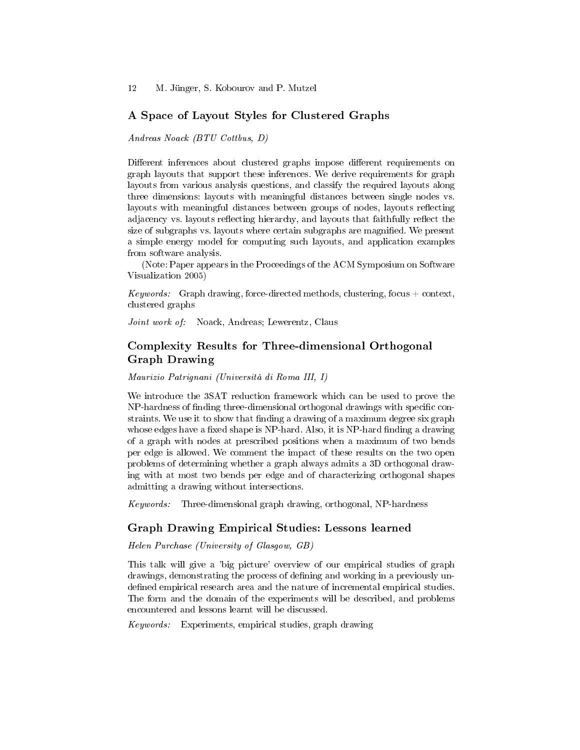## A Space of Layout Styles for Clustered Graphs

*Andreas Noack (BTU Cottbus, D)*

Different inferences about clustered graphs impose different requirements on graph layouts that support these inferences. We derive requirements for graph layouts from various analysis questions, and classify the required layouts along three dimensions: layouts with meaningful distances between single nodes vs. layouts with meaningful distances between groups of nodes, layouts reflecting adjacency vs. layouts reflecting hierarchy, and layouts that faithfully reflect the size of subgraphs vs. layouts where certain subgraphs are magnified. We present a simple energy model for computing such layouts, and application examples from software analysis.

(Note: Paper appears in the Proceedings of the ACM Symposium on Software Visualization 2005)

*Keywords:* Graph drawing, force-directed methods, clustering, focus + context, clustered graphs

*Joint work of:* Noack, Andreas; Lewerentz, Claus

## Complexity Results for Three-dimensional Orthogonal Graph Drawing

*Maurizio Patrignani (Università di Roma III, I)*

We introduce the 3SAT reduction framework which can be used to prove the NP-hardness of finding three-dimensional orthogonal drawings with specific constraints. We use it to show that finding a drawing of a maximum degree six graph whose edges have a fixed shape is NP-hard. Also, it is NP-hard finding a drawing of a graph with nodes at prescribed positions when a maximum of two bends per edge is allowed. We comment the impact of these results on the two open problems of determining whether a graph always admits a 3D orthogonal drawing with at most two bends per edge and of characterizing orthogonal shapes admitting a drawing without intersections.

*Keywords:* Three-dimensional graph drawing, orthogonal, NP-hardness

## Graph Drawing Empirical Studies: Lessons learned

*Helen Purchase (University of Glasgow, GB)*

This talk will give a 'big picture' overview of our empirical studies of graph drawings, demonstrating the process of defining and working in a previously undefined empirical research area and the nature of incremental empirical studies. The form and the domain of the experiments will be described, and problems encountered and lessons learnt will be discussed.

*Keywords:* Experiments, empirical studies, graph drawing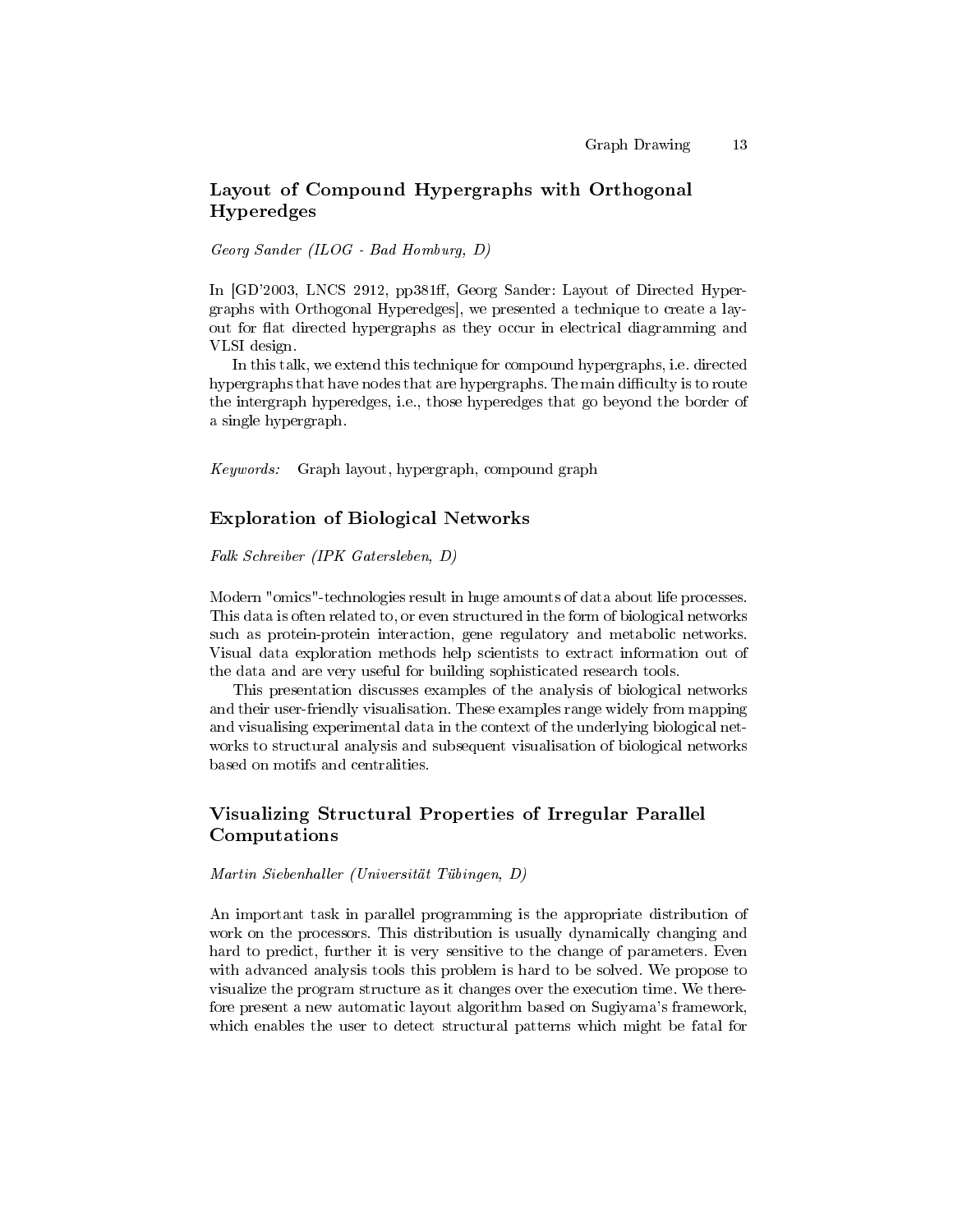## Layout of Compound Hypergraphs with Orthogonal Hyperedges

*Georg Sander (ILOG - Bad Homburg, D)*

In [GD'2003, LNCS 2912, pp381ff, Georg Sander: Layout of Directed Hypergraphs with Orthogonal Hyperedges], we presented a technique to create a layout for flat directed hypergraphs as they occur in electrical diagramming and VLSI design.

In this talk, we extend this technique for compound hypergraphs, i.e. directed hypergraphs that have nodes that are hypergraphs. The main difficulty is to route the intergraph hyperedges, i.e., those hyperedges that go beyond the border of a single hypergraph.

*Keywords:* Graph layout, hypergraph, compound graph

## Exploration of Biological Networks

*Falk Schreiber (IPK Gatersleben, D)*

Modern "omics"-technologies result in huge amounts of data about life processes. This data is often related to, or even structured in the form of biological networks such as protein-protein interaction, gene regulatory and metabolic networks. Visual data exploration methods help scientists to extract information out of the data and are very useful for building sophisticated research tools.

This presentation discusses examples of the analysis of biological networks and their user-friendly visualisation. These examples range widely from mapping and visualising experimental data in the context of the underlying biological networks to structural analysis and subsequent visualisation of biological networks based on motifs and centralities.

## Visualizing Structural Properties of Irregular Parallel Computations

*Martin Siebenhaller (Universität Tübingen, D)*

An important task in parallel programming is the appropriate distribution of work on the processors. This distribution is usually dynamically changing and hard to predict, further it is very sensitive to the change of parameters. Even with advanced analysis tools this problem is hard to be solved. We propose to visualize the program structure as it changes over the execution time. We therefore present a new automatic layout algorithm based on Sugiyama's framework, which enables the user to detect structural patterns which might be fatal for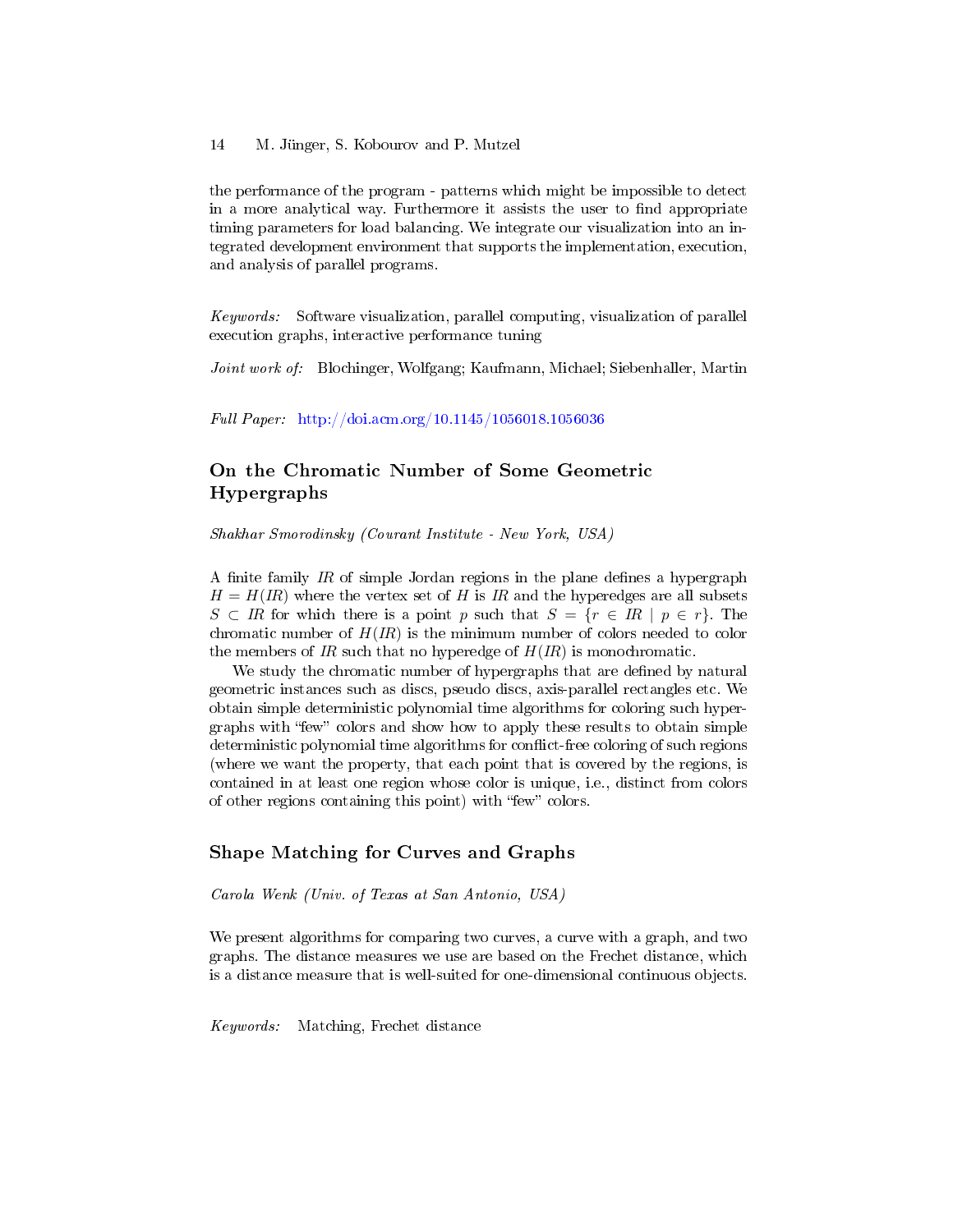the performance of the program - patterns which might be impossible to detect in a more analytical way. Furthermore it assists the user to find appropriate timing parameters for load balancing. We integrate our visualization into an integrated development environment that supports the implementation, execution, and analysis of parallel programs.

*Keywords:* Software visualization, parallel computing, visualization of parallel execution graphs, interactive performance tuning

*Joint work of:* Blochinger, Wolfgang; Kaufmann, Michael; Siebenhaller, Martin

*Full Paper:* http://doi.acm.org/10.1145/1056018.1056036

## On the Chromatic Number of Some Geometric Hypergraphs

*Shakhar Smorodinsky (Courant Institute - New York, USA)*

A finite family $\mathcal{R}$ of simple Jordan regions in the plane defines a hypergraph $H = H(\mathcal{R})$ where the vertex set of $H$ is $\mathcal{R}$ and the hyperedges are all subsets $S \subset \mathcal{R}$ for which there is a point $p$ such that $S = \{r \in \mathcal{R} \mid p \in r\}$. The chromatic number of $H(\mathcal{R})$ is the minimum number of colors needed to color the members of $\mathcal{R}$ such that no hyperedge of $H(\mathcal{R})$ is monochromatic.

We study the chromatic number of hypergraphs that are defined by natural geometric instances such as discs, pseudo discs, axis-parallel rectangles etc. We obtain simple deterministic polynomial time algorithms for coloring such hypergraphs with "few" colors and show how to apply these results to obtain simple deterministic polynomial time algorithms for conflict-free coloring of such regions (where we want the property, that each point that is covered by the regions, is contained in at least one region whose color is unique, i.e., distinct from colors of other regions containing this point) with "few" colors.

## Shape Matching for Curves and Graphs

*Carola Wenk (Univ. of Texas at San Antonio, USA)*

We present algorithms for comparing two curves, a curve with a graph, and two graphs. The distance measures we use are based on the Frechet distance, which is a distance measure that is well-suited for one-dimensional continuous objects.

*Keywords:* Matching, Frechet distance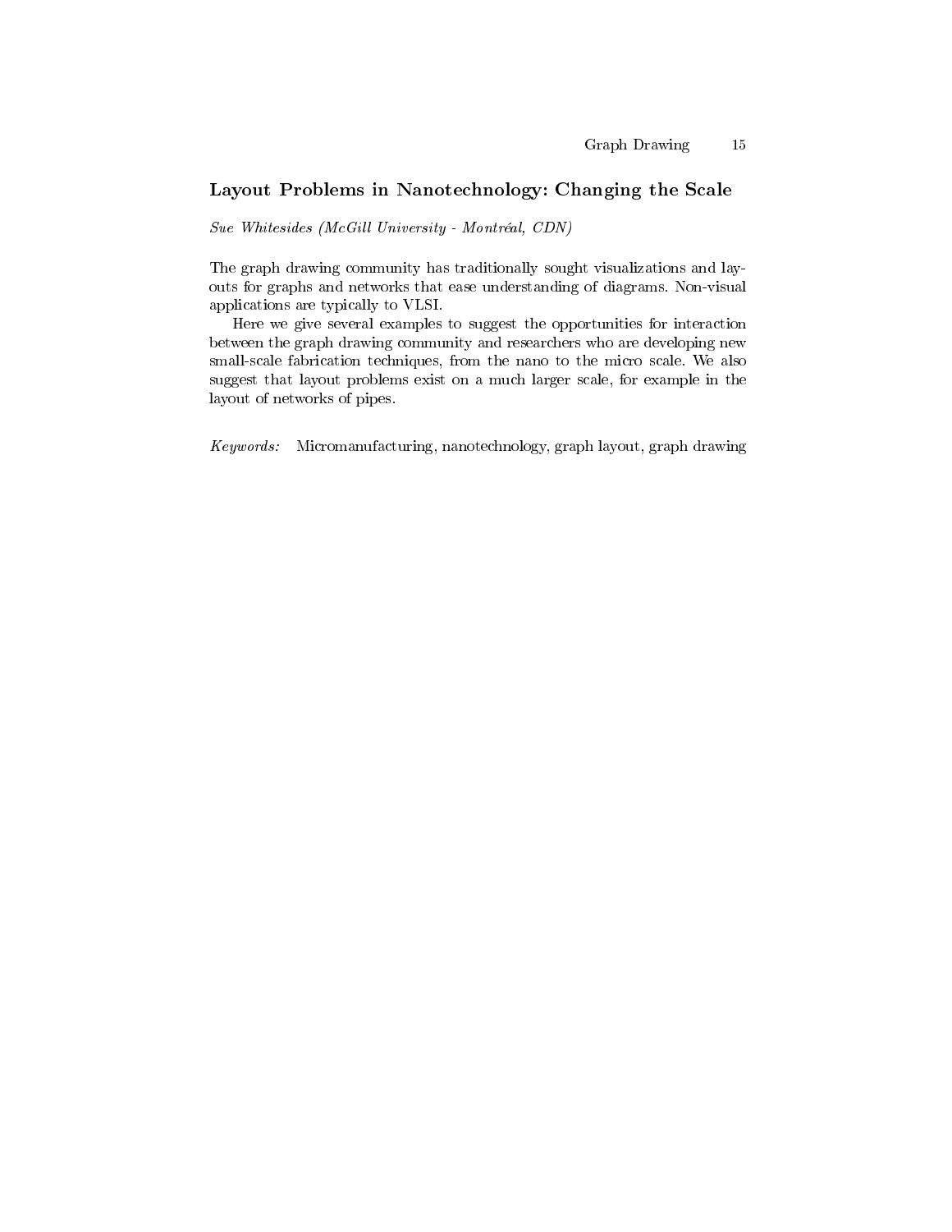### Layout Problems in Nanotechnology: Changing the Scale

*Sue Whitesides (McGill University - Montréal, CDN)*

The graph drawing community has traditionally sought visualizations and layouts for graphs and networks that ease understanding of diagrams. Non-visual applications are typically to VLSI.

Here we give several examples to suggest the opportunities for interaction between the graph drawing community and researchers who are developing new small-scale fabrication techniques, from the nano to the micro scale. We also suggest that layout problems exist on a much larger scale, for example in the layout of networks of pipes.

*Keywords:* Micromanufacturing, nanotechnology, graph layout, graph drawing